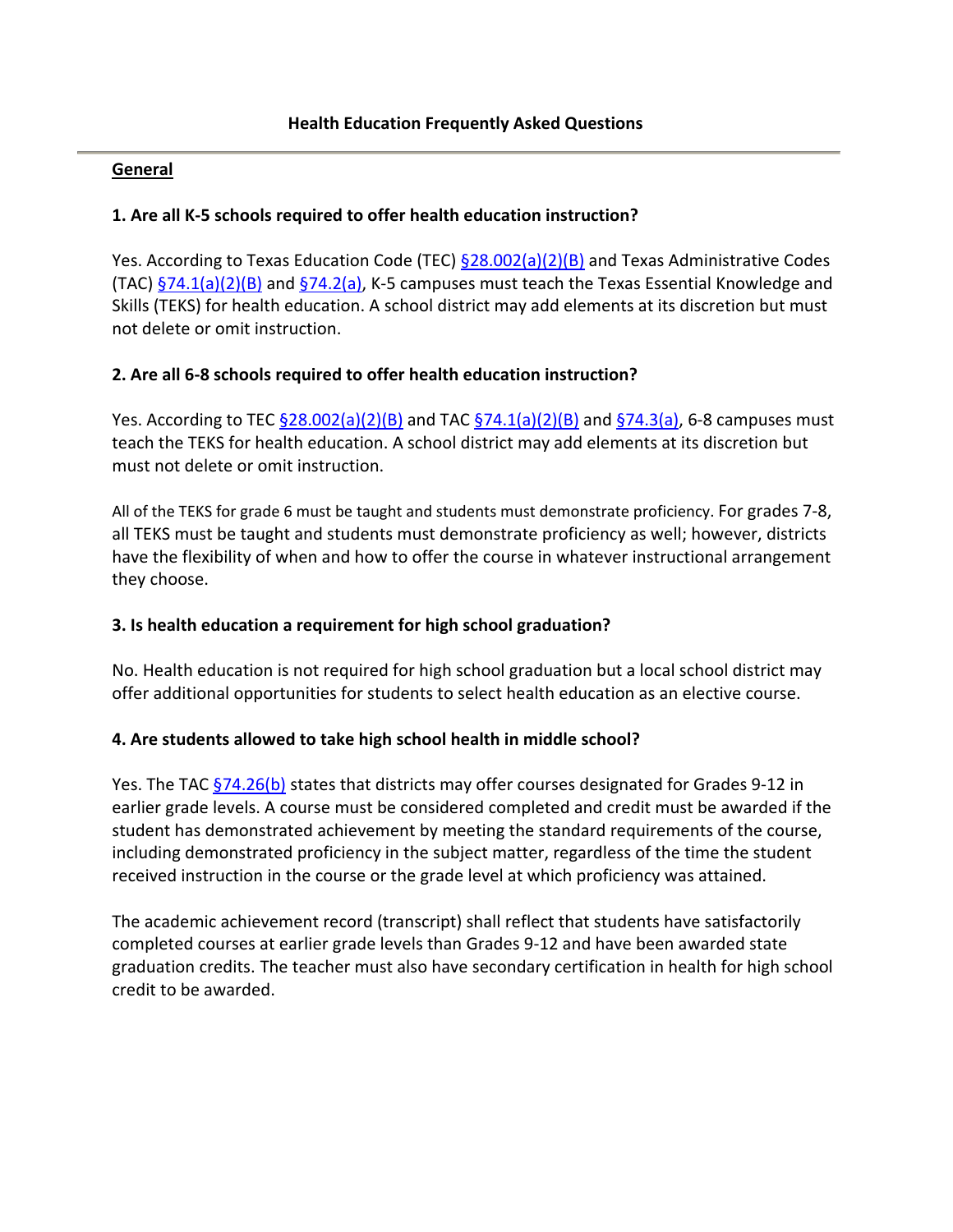# Health Education Frequently Asked Questions

## General

### 1. Are all K-5 schools required to offer health education instruction?

Yes. According to Texas Education Code (TEC) §28.002(a)(2)(B) and Texas Administrative Codes (TAC) §74.1(a)(2)(B) and §74.2(a), K-5 campuses must teach the Texas Essential Knowledge and Skills (TEKS) for health education. A school district may add elements at its discretion but must not delete or omit instruction.

### 2. Are all 6-8 schools required to offer health education instruction?

Yes. According to TEC §28.002(a)(2)(B) and TAC §74.1(a)(2)(B) and §74.3(a), 6-8 campuses must teach the TEKS for health education. A school district may add elements at its discretion but must not delete or omit instruction.

All of the TEKS for grade 6 must be taught and students must demonstrate proficiency. For grades 7-8, all TEKS must be taught and students must demonstrate proficiency as well; however, districts have the flexibility of when and how to offer the course in whatever instructional arrangement they choose.

### 3. Is health education a requirement for high school graduation?

No. Health education is not required for high school graduation but a local school district may offer additional opportunities for students to select health education as an elective course.

### 4. Are students allowed to take high school health in middle school?

Yes. The TAC §74.26(b) states that districts may offer courses designated for Grades 9-12 in earlier grade levels. A course must be considered completed and credit must be awarded if the student has demonstrated achievement by meeting the standard requirements of the course, including demonstrated proficiency in the subject matter, regardless of the time the student received instruction in the course or the grade level at which proficiency was attained.

The academic achievement record (transcript) shall reflect that students have satisfactorily completed courses at earlier grade levels than Grades 9-12 and have been awarded state graduation credits. The teacher must also have secondary certification in health for high school credit to be awarded.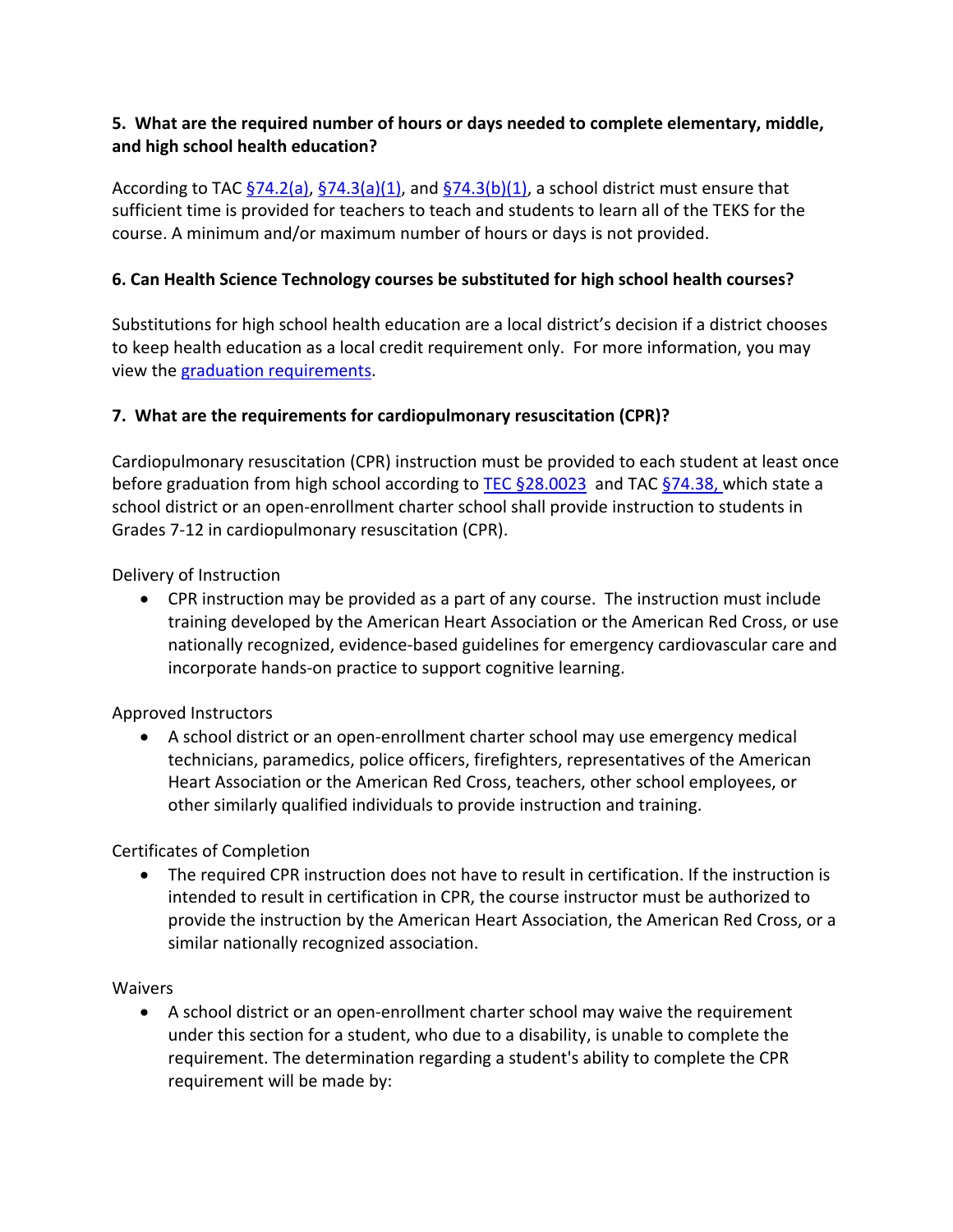**5. What are the required number of hours or days needed to complete elementary, middle, and high school health education?**

According to TAC §74.2(a), §74.3(a)(1), and §74.3(b)(1), a school district must ensure that sufficient time is provided for teachers to teach and students to learn all of the TEKS for the course. A minimum and/or maximum number of hours or days is not provided.

**6. Can Health Science Technology courses be substituted for high school health courses?**

Substitutions for high school health education are a local district's decision if a district chooses to keep health education as a local credit requirement only. For more information, you may view the graduation requirements.

**7. What are the requirements for cardiopulmonary resuscitation (CPR)?**

Cardiopulmonary resuscitation (CPR) instruction must be provided to each student at least once before graduation from high school according to TEC §28.0023 and TAC §74.38, which state a school district or an open-enrollment charter school shall provide instruction to students in Grades 7-12 in cardiopulmonary resuscitation (CPR).

Delivery of Instruction

- CPR instruction may be provided as a part of any course. The instruction must include training developed by the American Heart Association or the American Red Cross, or use nationally recognized, evidence-based guidelines for emergency cardiovascular care and incorporate hands-on practice to support cognitive learning.

Approved Instructors

- A school district or an open-enrollment charter school may use emergency medical technicians, paramedics, police officers, firefighters, representatives of the American Heart Association or the American Red Cross, teachers, other school employees, or other similarly qualified individuals to provide instruction and training.

Certificates of Completion

- The required CPR instruction does not have to result in certification. If the instruction is intended to result in certification in CPR, the course instructor must be authorized to provide the instruction by the American Heart Association, the American Red Cross, or a similar nationally recognized association.

Waivers

- A school district or an open-enrollment charter school may waive the requirement under this section for a student, who due to a disability, is unable to complete the requirement. The determination regarding a student's ability to complete the CPR requirement will be made by: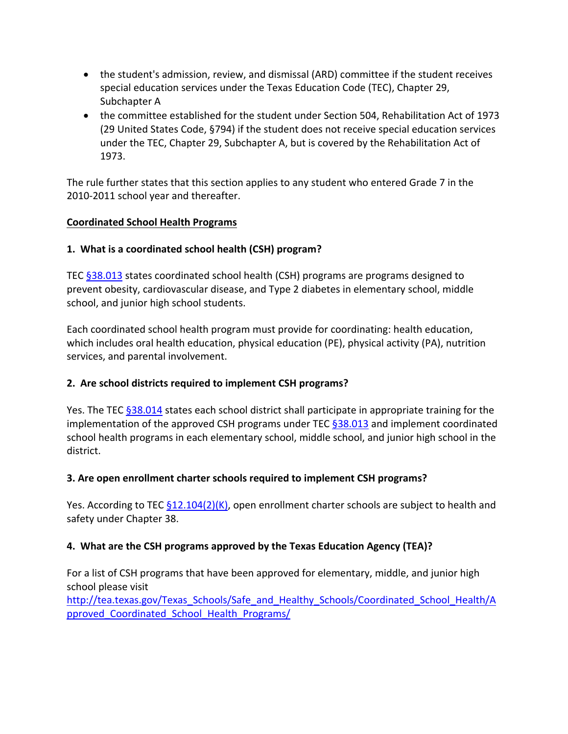- the student's admission, review, and dismissal (ARD) committee if the student receives special education services under the Texas Education Code (TEC), Chapter 29, Subchapter A
- the committee established for the student under Section 504, Rehabilitation Act of 1973 (29 United States Code, §794) if the student does not receive special education services under the TEC, Chapter 29, Subchapter A, but is covered by the Rehabilitation Act of 1973.

The rule further states that this section applies to any student who entered Grade 7 in the 2010-2011 school year and thereafter.

## Coordinated School Health Programs

### 1. What is a coordinated school health (CSH) program?

TEC [§38.013](#) states coordinated school health (CSH) programs are programs designed to prevent obesity, cardiovascular disease, and Type 2 diabetes in elementary school, middle school, and junior high school students.

Each coordinated school health program must provide for coordinating: health education, which includes oral health education, physical education (PE), physical activity (PA), nutrition services, and parental involvement.

### 2. Are school districts required to implement CSH programs?

Yes. The TEC [§38.014](#) states each school district shall participate in appropriate training for the implementation of the approved CSH programs under TEC [§38.013](#) and implement coordinated school health programs in each elementary school, middle school, and junior high school in the district.

### 3. Are open enrollment charter schools required to implement CSH programs?

Yes. According to TEC [§12.104(2)(K)](#), open enrollment charter schools are subject to health and safety under Chapter 38.

### 4. What are the CSH programs approved by the Texas Education Agency (TEA)?

For a list of CSH programs that have been approved for elementary, middle, and junior high school please visit
[http://tea.texas.gov/Texas_Schools/Safe_and_Healthy_Schools/Coordinated_School_Health/Approved_Coordinated_School_Health_Programs/](http://tea.texas.gov/Texas_Schools/Safe_and_Healthy_Schools/Coordinated_School_Health/Approved_Coordinated_School_Health_Programs/)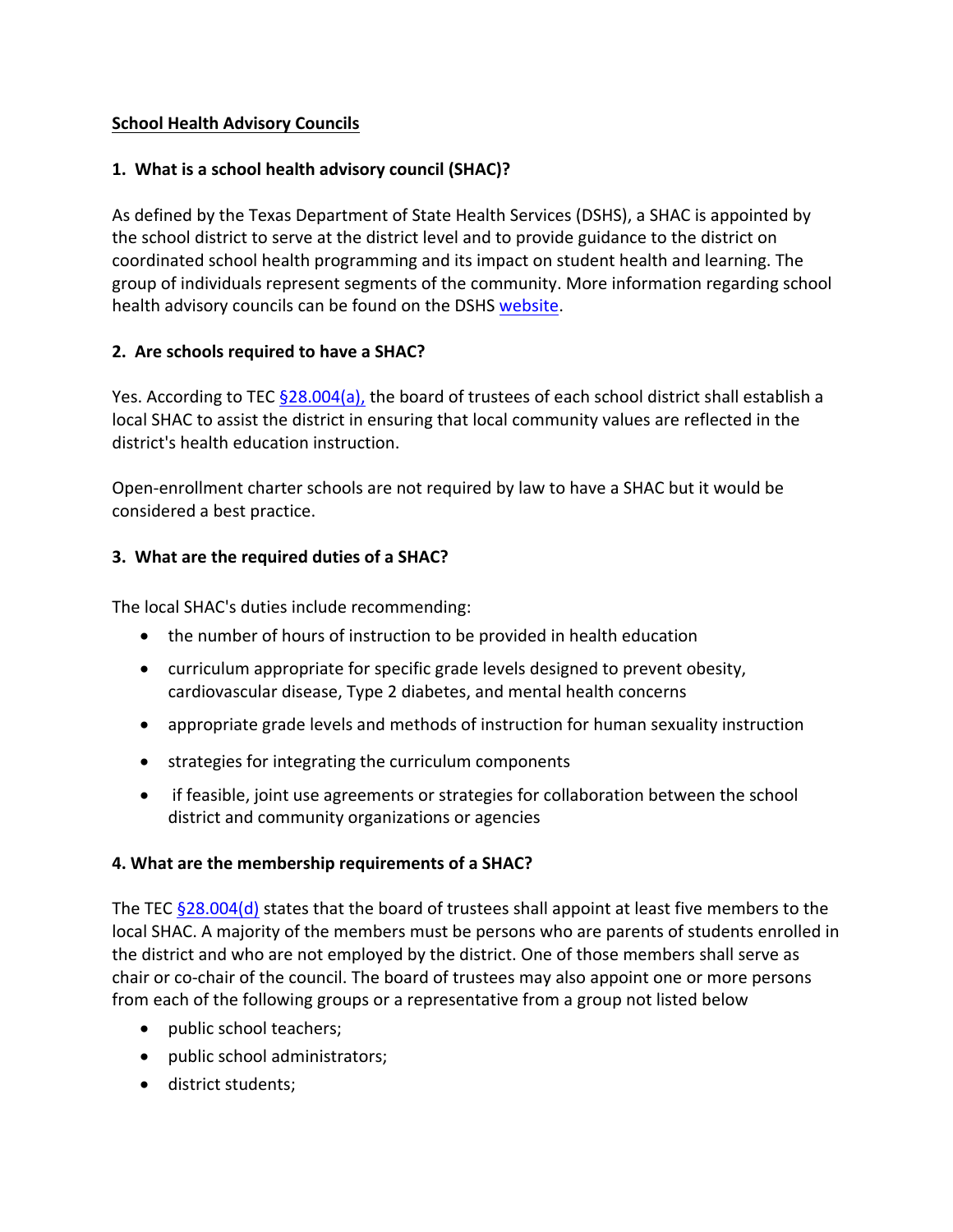## School Health Advisory Councils

### 1. What is a school health advisory council (SHAC)?

As defined by the Texas Department of State Health Services (DSHS), a SHAC is appointed by the school district to serve at the district level and to provide guidance to the district on coordinated school health programming and its impact on student health and learning. The group of individuals represent segments of the community. More information regarding school health advisory councils can be found on the DSHS website.

### 2. Are schools required to have a SHAC?

Yes. According to TEC §28.004(a), the board of trustees of each school district shall establish a local SHAC to assist the district in ensuring that local community values are reflected in the district's health education instruction.

Open-enrollment charter schools are not required by law to have a SHAC but it would be considered a best practice.

### 3. What are the required duties of a SHAC?

The local SHAC's duties include recommending:

- the number of hours of instruction to be provided in health education
- curriculum appropriate for specific grade levels designed to prevent obesity, cardiovascular disease, Type 2 diabetes, and mental health concerns
- appropriate grade levels and methods of instruction for human sexuality instruction
- strategies for integrating the curriculum components
- if feasible, joint use agreements or strategies for collaboration between the school district and community organizations or agencies

### 4. What are the membership requirements of a SHAC?

The TEC §28.004(d) states that the board of trustees shall appoint at least five members to the local SHAC. A majority of the members must be persons who are parents of students enrolled in the district and who are not employed by the district. One of those members shall serve as chair or co-chair of the council. The board of trustees may also appoint one or more persons from each of the following groups or a representative from a group not listed below

- public school teachers;
- public school administrators;
- district students;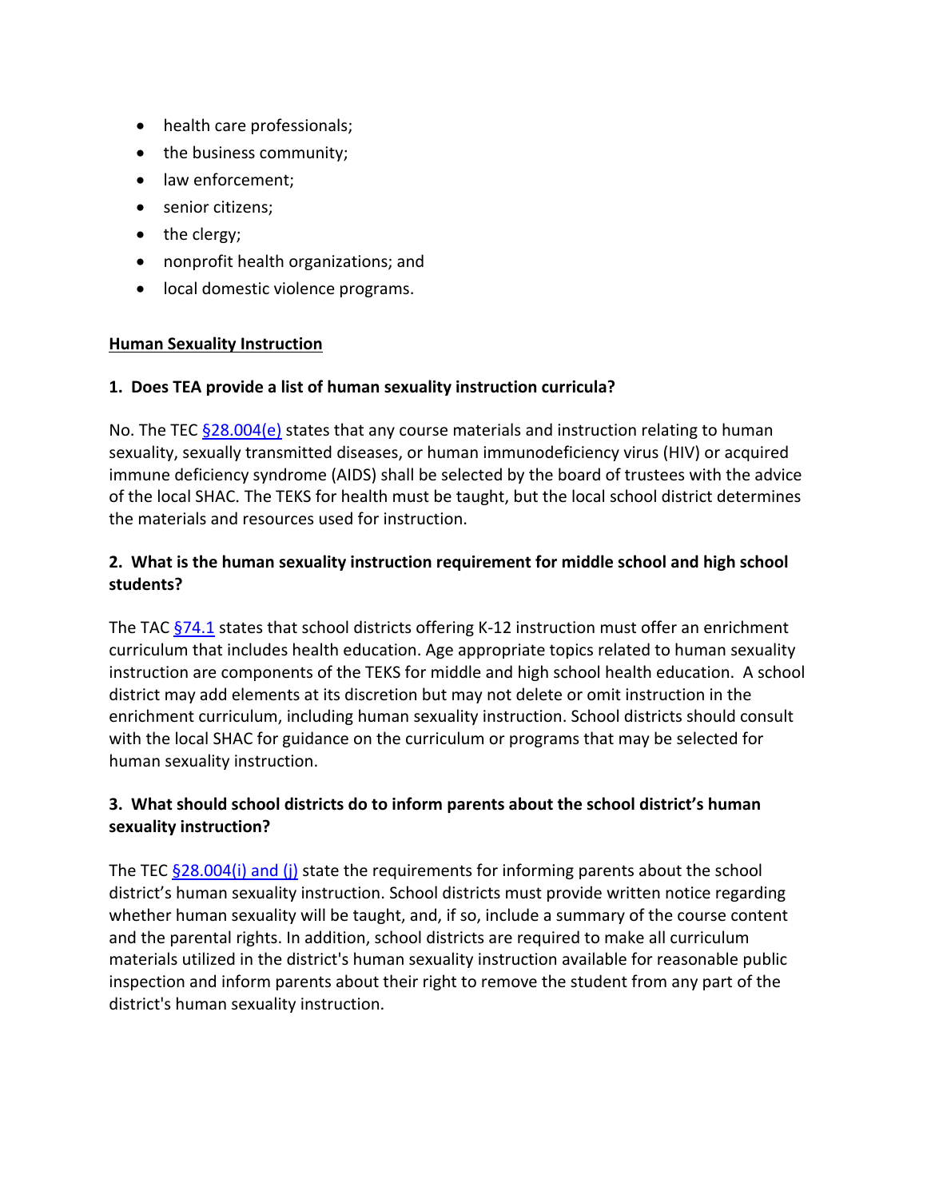- health care professionals;
- the business community;
- law enforcement;
- senior citizens;
- the clergy;
- nonprofit health organizations; and
- local domestic violence programs.

## <u>Human Sexuality Instruction</u>

**1. Does TEA provide a list of human sexuality instruction curricula?**

No. The TEC [§28.004(e)]() states that any course materials and instruction relating to human sexuality, sexually transmitted diseases, or human immunodeficiency virus (HIV) or acquired immune deficiency syndrome (AIDS) shall be selected by the board of trustees with the advice of the local SHAC. The TEKS for health must be taught, but the local school district determines the materials and resources used for instruction.

**2. What is the human sexuality instruction requirement for middle school and high school students?**

The TAC [§74.1]() states that school districts offering K-12 instruction must offer an enrichment curriculum that includes health education. Age appropriate topics related to human sexuality instruction are components of the TEKS for middle and high school health education. A school district may add elements at its discretion but may not delete or omit instruction in the enrichment curriculum, including human sexuality instruction. School districts should consult with the local SHAC for guidance on the curriculum or programs that may be selected for human sexuality instruction.

**3. What should school districts do to inform parents about the school district's human sexuality instruction?**

The TEC [§28.004(i) and (j)]() state the requirements for informing parents about the school district's human sexuality instruction. School districts must provide written notice regarding whether human sexuality will be taught, and, if so, include a summary of the course content and the parental rights. In addition, school districts are required to make all curriculum materials utilized in the district's human sexuality instruction available for reasonable public inspection and inform parents about their right to remove the student from any part of the district's human sexuality instruction.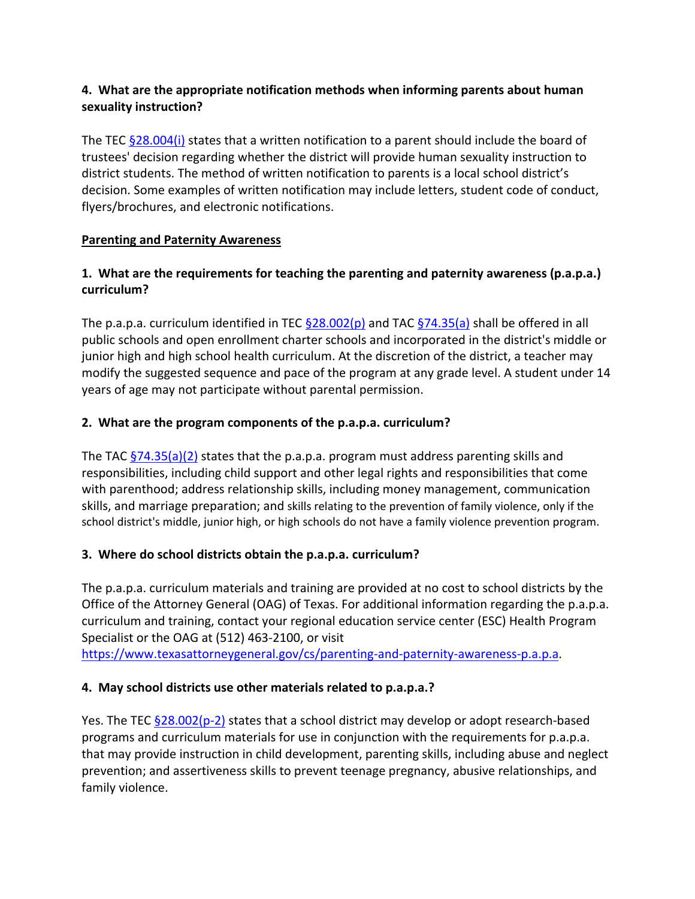**4. What are the appropriate notification methods when informing parents about human sexuality instruction?**

The TEC [§28.004(i)]() states that a written notification to a parent should include the board of trustees' decision regarding whether the district will provide human sexuality instruction to district students. The method of written notification to parents is a local school district's decision. Some examples of written notification may include letters, student code of conduct, flyers/brochures, and electronic notifications.

**Parenting and Paternity Awareness**

**1. What are the requirements for teaching the parenting and paternity awareness (p.a.p.a.) curriculum?**

The p.a.p.a. curriculum identified in TEC [§28.002(p)]() and TAC [§74.35(a)]() shall be offered in all public schools and open enrollment charter schools and incorporated in the district's middle or junior high and high school health curriculum. At the discretion of the district, a teacher may modify the suggested sequence and pace of the program at any grade level. A student under 14 years of age may not participate without parental permission.

**2. What are the program components of the p.a.p.a. curriculum?**

The TAC [§74.35(a)(2)]() states that the p.a.p.a. program must address parenting skills and responsibilities, including child support and other legal rights and responsibilities that come with parenthood; address relationship skills, including money management, communication skills, and marriage preparation; and skills relating to the prevention of family violence, only if the school district's middle, junior high, or high schools do not have a family violence prevention program.

**3. Where do school districts obtain the p.a.p.a. curriculum?**

The p.a.p.a. curriculum materials and training are provided at no cost to school districts by the Office of the Attorney General (OAG) of Texas. For additional information regarding the p.a.p.a. curriculum and training, contact your regional education service center (ESC) Health Program Specialist or the OAG at (512) 463-2100, or visit https://www.texasattorneygeneral.gov/cs/parenting-and-paternity-awareness-p.a.p.a.

**4. May school districts use other materials related to p.a.p.a.?**

Yes. The TEC [§28.002(p-2)]() states that a school district may develop or adopt research-based programs and curriculum materials for use in conjunction with the requirements for p.a.p.a. that may provide instruction in child development, parenting skills, including abuse and neglect prevention; and assertiveness skills to prevent teenage pregnancy, abusive relationships, and family violence.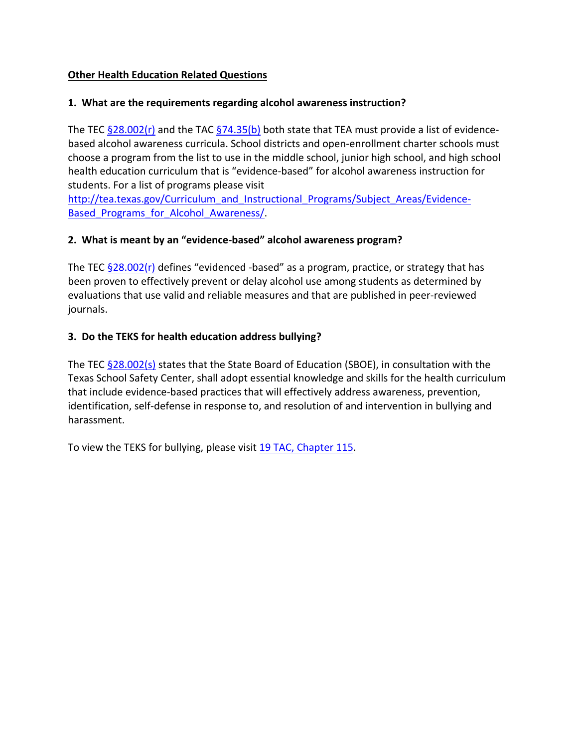## Other Health Education Related Questions

### 1. What are the requirements regarding alcohol awareness instruction?

The TEC §28.002(r) and the TAC §74.35(b) both state that TEA must provide a list of evidence-based alcohol awareness curricula. School districts and open-enrollment charter schools must choose a program from the list to use in the middle school, junior high school, and high school health education curriculum that is "evidence-based" for alcohol awareness instruction for students. For a list of programs please visit http://tea.texas.gov/Curriculum_and_Instructional_Programs/Subject_Areas/Evidence-Based_Programs_for_Alcohol_Awareness/.

### 2. What is meant by an "evidence-based" alcohol awareness program?

The TEC §28.002(r) defines "evidenced -based" as a program, practice, or strategy that has been proven to effectively prevent or delay alcohol use among students as determined by evaluations that use valid and reliable measures and that are published in peer-reviewed journals.

### 3. Do the TEKS for health education address bullying?

The TEC §28.002(s) states that the State Board of Education (SBOE), in consultation with the Texas School Safety Center, shall adopt essential knowledge and skills for the health curriculum that include evidence-based practices that will effectively address awareness, prevention, identification, self-defense in response to, and resolution of and intervention in bullying and harassment.

To view the TEKS for bullying, please visit 19 TAC, Chapter 115.